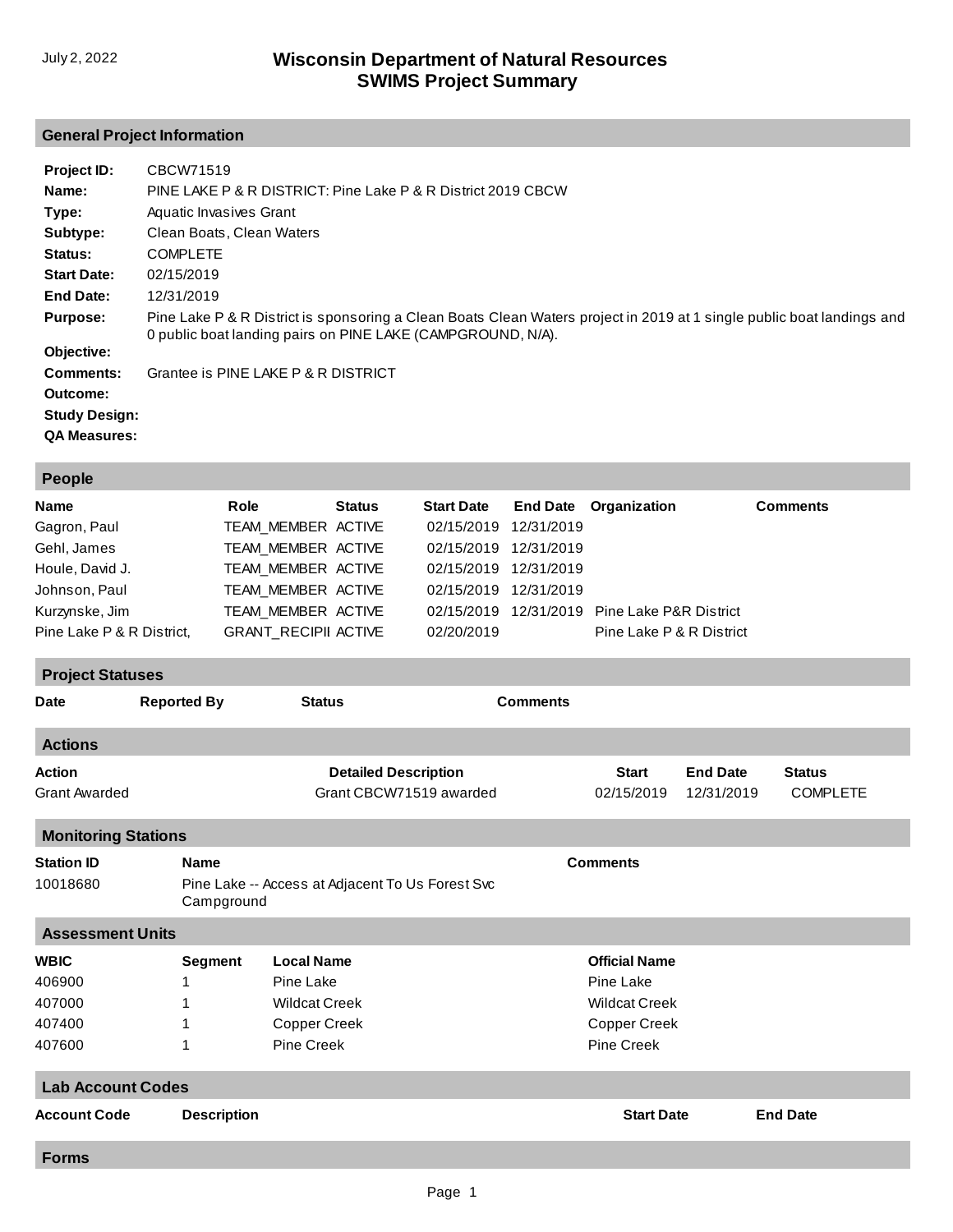July 2, 2022

# Wisconsin Department of Natural Resources
# SWIMS Project Summary

## General Project Information

**Project ID:** CBCW71519

**Name:** PINE LAKE P & R DISTRICT: Pine Lake P & R District 2019 CBCW

**Type:** Aquatic Invasives Grant

**Subtype:** Clean Boats, Clean Waters

**Status:** COMPLETE

**Start Date:** 02/15/2019

**End Date:** 12/31/2019

**Purpose:** Pine Lake P & R District is sponsoring a Clean Boats Clean Waters project in 2019 at 1 single public boat landings and 0 public boat landing pairs on PINE LAKE (CAMPGROUND, N/A).

**Objective:**

**Comments:** Grantee is PINE LAKE P & R DISTRICT

**Outcome:**

**Study Design:**

**QA Measures:**

## People

| Name | Role | Status | Start Date | End Date | Organization | Comments |
|---|---|---|---|---|---|---|
| Gagron, Paul | TEAM_MEMBER | ACTIVE | 02/15/2019 | 12/31/2019 | | |
| Gehl, James | TEAM_MEMBER | ACTIVE | 02/15/2019 | 12/31/2019 | | |
| Houle, David J. | TEAM_MEMBER | ACTIVE | 02/15/2019 | 12/31/2019 | | |
| Johnson, Paul | TEAM_MEMBER | ACTIVE | 02/15/2019 | 12/31/2019 | | |
| Kurzynske, Jim | TEAM_MEMBER | ACTIVE | 02/15/2019 | 12/31/2019 | Pine Lake P&R District | |
| Pine Lake P & R District, | GRANT_RECIPII | ACTIVE | 02/20/2019 | | Pine Lake P & R District | |

## Project Statuses

| Date | Reported By | Status | Comments |
|---|---|---|---|

## Actions

| Action | Detailed Description | Start | End Date | Status |
|---|---|---|---|---|
| Grant Awarded | Grant CBCW71519 awarded | 02/15/2019 | 12/31/2019 | COMPLETE |

## Monitoring Stations

| Station ID | Name | Comments |
|---|---|---|
| 10018680 | Pine Lake -- Access at Adjacent To Us Forest Svc Campground | |

## Assessment Units

| WBIC | Segment | Local Name | Official Name |
|---|---|---|---|
| 406900 | 1 | Pine Lake | Pine Lake |
| 407000 | 1 | Wildcat Creek | Wildcat Creek |
| 407400 | 1 | Copper Creek | Copper Creek |
| 407600 | 1 | Pine Creek | Pine Creek |

## Lab Account Codes

| Account Code | Description | Start Date | End Date |
|---|---|---|---|

## Forms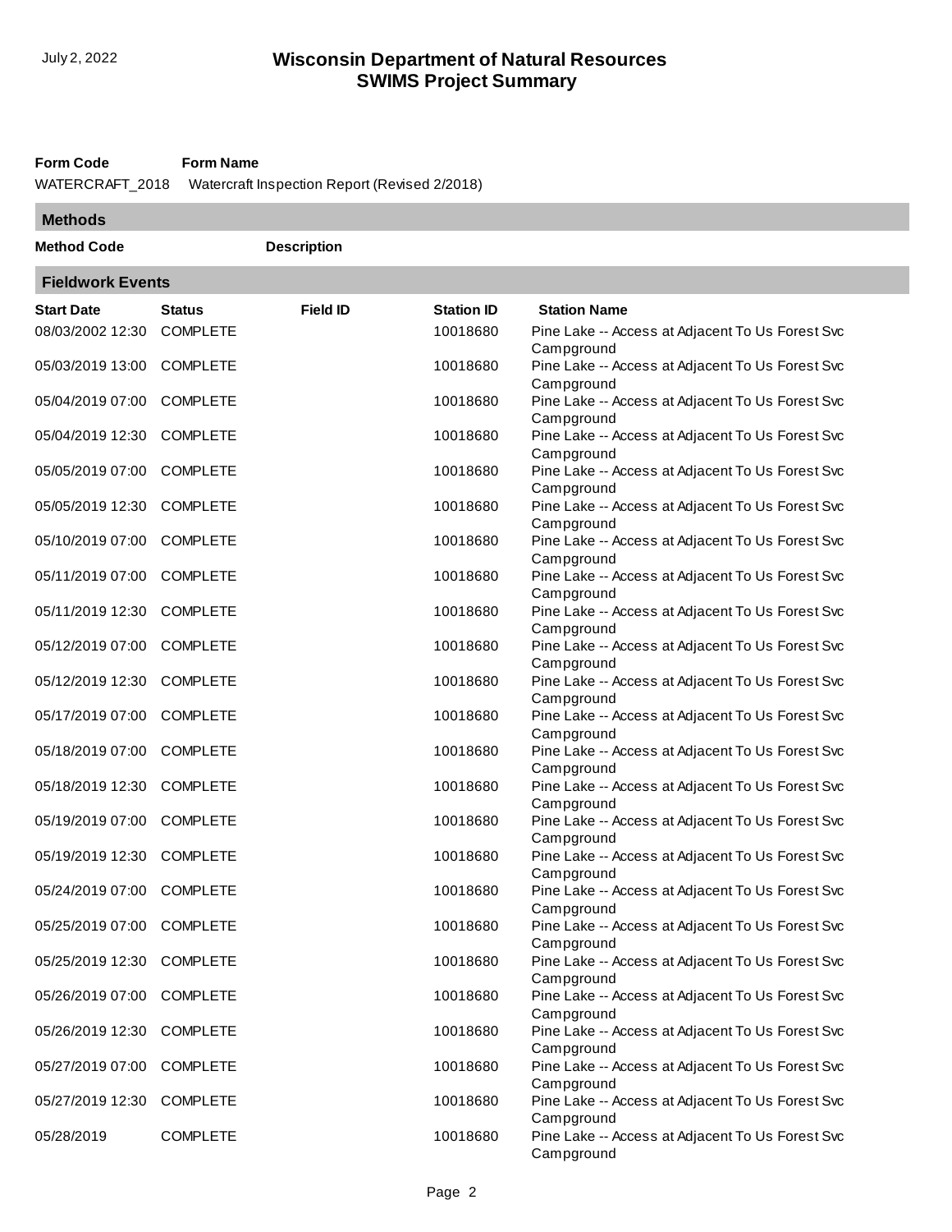**Form Code** | **Form Name**

WATERCRAFT_2018 | Watercraft Inspection Report (Revised 2/2018)

## Methods

| Method Code | Description |
|---|---|

## Fieldwork Events

| Start Date | Status | Field ID | Station ID | Station Name |
|---|---|---|---|---|
| 08/03/2002 12:30 | COMPLETE | | 10018680 | Pine Lake -- Access at Adjacent To Us Forest Svc Campground |
| 05/03/2019 13:00 | COMPLETE | | 10018680 | Pine Lake -- Access at Adjacent To Us Forest Svc Campground |
| 05/04/2019 07:00 | COMPLETE | | 10018680 | Pine Lake -- Access at Adjacent To Us Forest Svc Campground |
| 05/04/2019 12:30 | COMPLETE | | 10018680 | Pine Lake -- Access at Adjacent To Us Forest Svc Campground |
| 05/05/2019 07:00 | COMPLETE | | 10018680 | Pine Lake -- Access at Adjacent To Us Forest Svc Campground |
| 05/05/2019 12:30 | COMPLETE | | 10018680 | Pine Lake -- Access at Adjacent To Us Forest Svc Campground |
| 05/10/2019 07:00 | COMPLETE | | 10018680 | Pine Lake -- Access at Adjacent To Us Forest Svc Campground |
| 05/11/2019 07:00 | COMPLETE | | 10018680 | Pine Lake -- Access at Adjacent To Us Forest Svc Campground |
| 05/11/2019 12:30 | COMPLETE | | 10018680 | Pine Lake -- Access at Adjacent To Us Forest Svc Campground |
| 05/12/2019 07:00 | COMPLETE | | 10018680 | Pine Lake -- Access at Adjacent To Us Forest Svc Campground |
| 05/12/2019 12:30 | COMPLETE | | 10018680 | Pine Lake -- Access at Adjacent To Us Forest Svc Campground |
| 05/17/2019 07:00 | COMPLETE | | 10018680 | Pine Lake -- Access at Adjacent To Us Forest Svc Campground |
| 05/18/2019 07:00 | COMPLETE | | 10018680 | Pine Lake -- Access at Adjacent To Us Forest Svc Campground |
| 05/18/2019 12:30 | COMPLETE | | 10018680 | Pine Lake -- Access at Adjacent To Us Forest Svc Campground |
| 05/19/2019 07:00 | COMPLETE | | 10018680 | Pine Lake -- Access at Adjacent To Us Forest Svc Campground |
| 05/19/2019 12:30 | COMPLETE | | 10018680 | Pine Lake -- Access at Adjacent To Us Forest Svc Campground |
| 05/24/2019 07:00 | COMPLETE | | 10018680 | Pine Lake -- Access at Adjacent To Us Forest Svc Campground |
| 05/25/2019 07:00 | COMPLETE | | 10018680 | Pine Lake -- Access at Adjacent To Us Forest Svc Campground |
| 05/25/2019 12:30 | COMPLETE | | 10018680 | Pine Lake -- Access at Adjacent To Us Forest Svc Campground |
| 05/26/2019 07:00 | COMPLETE | | 10018680 | Pine Lake -- Access at Adjacent To Us Forest Svc Campground |
| 05/26/2019 12:30 | COMPLETE | | 10018680 | Pine Lake -- Access at Adjacent To Us Forest Svc Campground |
| 05/27/2019 07:00 | COMPLETE | | 10018680 | Pine Lake -- Access at Adjacent To Us Forest Svc Campground |
| 05/27/2019 12:30 | COMPLETE | | 10018680 | Pine Lake -- Access at Adjacent To Us Forest Svc Campground |
| 05/28/2019 | COMPLETE | | 10018680 | Pine Lake -- Access at Adjacent To Us Forest Svc Campground |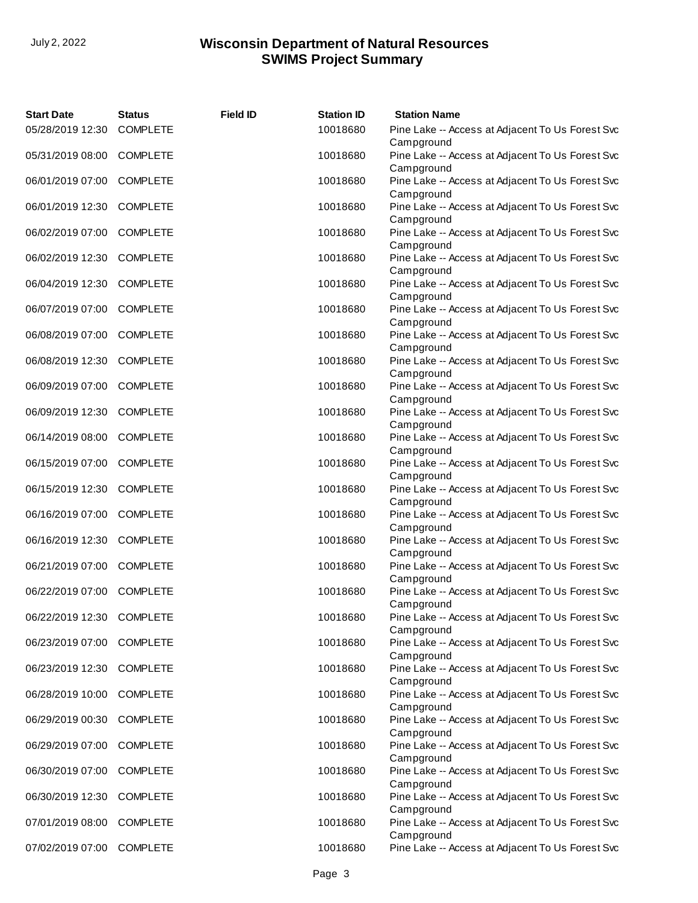| Start Date | Status | Field ID | Station ID | Station Name |
|---|---|---|---|---|
| 05/28/2019 12:30 | COMPLETE | | 10018680 | Pine Lake -- Access at Adjacent To Us Forest Svc Campground |
| 05/31/2019 08:00 | COMPLETE | | 10018680 | Pine Lake -- Access at Adjacent To Us Forest Svc Campground |
| 06/01/2019 07:00 | COMPLETE | | 10018680 | Pine Lake -- Access at Adjacent To Us Forest Svc Campground |
| 06/01/2019 12:30 | COMPLETE | | 10018680 | Pine Lake -- Access at Adjacent To Us Forest Svc Campground |
| 06/02/2019 07:00 | COMPLETE | | 10018680 | Pine Lake -- Access at Adjacent To Us Forest Svc Campground |
| 06/02/2019 12:30 | COMPLETE | | 10018680 | Pine Lake -- Access at Adjacent To Us Forest Svc Campground |
| 06/04/2019 12:30 | COMPLETE | | 10018680 | Pine Lake -- Access at Adjacent To Us Forest Svc Campground |
| 06/07/2019 07:00 | COMPLETE | | 10018680 | Pine Lake -- Access at Adjacent To Us Forest Svc Campground |
| 06/08/2019 07:00 | COMPLETE | | 10018680 | Pine Lake -- Access at Adjacent To Us Forest Svc Campground |
| 06/08/2019 12:30 | COMPLETE | | 10018680 | Pine Lake -- Access at Adjacent To Us Forest Svc Campground |
| 06/09/2019 07:00 | COMPLETE | | 10018680 | Pine Lake -- Access at Adjacent To Us Forest Svc Campground |
| 06/09/2019 12:30 | COMPLETE | | 10018680 | Pine Lake -- Access at Adjacent To Us Forest Svc Campground |
| 06/14/2019 08:00 | COMPLETE | | 10018680 | Pine Lake -- Access at Adjacent To Us Forest Svc Campground |
| 06/15/2019 07:00 | COMPLETE | | 10018680 | Pine Lake -- Access at Adjacent To Us Forest Svc Campground |
| 06/15/2019 12:30 | COMPLETE | | 10018680 | Pine Lake -- Access at Adjacent To Us Forest Svc Campground |
| 06/16/2019 07:00 | COMPLETE | | 10018680 | Pine Lake -- Access at Adjacent To Us Forest Svc Campground |
| 06/16/2019 12:30 | COMPLETE | | 10018680 | Pine Lake -- Access at Adjacent To Us Forest Svc Campground |
| 06/21/2019 07:00 | COMPLETE | | 10018680 | Pine Lake -- Access at Adjacent To Us Forest Svc Campground |
| 06/22/2019 07:00 | COMPLETE | | 10018680 | Pine Lake -- Access at Adjacent To Us Forest Svc Campground |
| 06/22/2019 12:30 | COMPLETE | | 10018680 | Pine Lake -- Access at Adjacent To Us Forest Svc Campground |
| 06/23/2019 07:00 | COMPLETE | | 10018680 | Pine Lake -- Access at Adjacent To Us Forest Svc Campground |
| 06/23/2019 12:30 | COMPLETE | | 10018680 | Pine Lake -- Access at Adjacent To Us Forest Svc Campground |
| 06/28/2019 10:00 | COMPLETE | | 10018680 | Pine Lake -- Access at Adjacent To Us Forest Svc Campground |
| 06/29/2019 00:30 | COMPLETE | | 10018680 | Pine Lake -- Access at Adjacent To Us Forest Svc Campground |
| 06/29/2019 07:00 | COMPLETE | | 10018680 | Pine Lake -- Access at Adjacent To Us Forest Svc Campground |
| 06/30/2019 07:00 | COMPLETE | | 10018680 | Pine Lake -- Access at Adjacent To Us Forest Svc Campground |
| 06/30/2019 12:30 | COMPLETE | | 10018680 | Pine Lake -- Access at Adjacent To Us Forest Svc Campground |
| 07/01/2019 08:00 | COMPLETE | | 10018680 | Pine Lake -- Access at Adjacent To Us Forest Svc Campground |
| 07/02/2019 07:00 | COMPLETE | | 10018680 | Pine Lake -- Access at Adjacent To Us Forest Svc |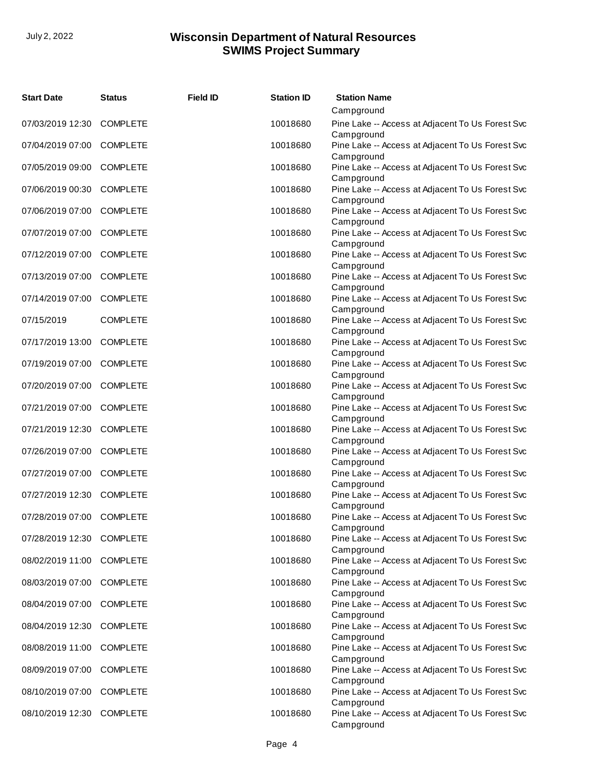| Start Date | Status | Field ID | Station ID | Station Name |
|---|---|---|---|---|
| | | | | Campground |
| 07/03/2019 12:30 | COMPLETE | | 10018680 | Pine Lake -- Access at Adjacent To Us Forest Svc Campground |
| 07/04/2019 07:00 | COMPLETE | | 10018680 | Pine Lake -- Access at Adjacent To Us Forest Svc Campground |
| 07/05/2019 09:00 | COMPLETE | | 10018680 | Pine Lake -- Access at Adjacent To Us Forest Svc Campground |
| 07/06/2019 00:30 | COMPLETE | | 10018680 | Pine Lake -- Access at Adjacent To Us Forest Svc Campground |
| 07/06/2019 07:00 | COMPLETE | | 10018680 | Pine Lake -- Access at Adjacent To Us Forest Svc Campground |
| 07/07/2019 07:00 | COMPLETE | | 10018680 | Pine Lake -- Access at Adjacent To Us Forest Svc Campground |
| 07/12/2019 07:00 | COMPLETE | | 10018680 | Pine Lake -- Access at Adjacent To Us Forest Svc Campground |
| 07/13/2019 07:00 | COMPLETE | | 10018680 | Pine Lake -- Access at Adjacent To Us Forest Svc Campground |
| 07/14/2019 07:00 | COMPLETE | | 10018680 | Pine Lake -- Access at Adjacent To Us Forest Svc Campground |
| 07/15/2019 | COMPLETE | | 10018680 | Pine Lake -- Access at Adjacent To Us Forest Svc Campground |
| 07/17/2019 13:00 | COMPLETE | | 10018680 | Pine Lake -- Access at Adjacent To Us Forest Svc Campground |
| 07/19/2019 07:00 | COMPLETE | | 10018680 | Pine Lake -- Access at Adjacent To Us Forest Svc Campground |
| 07/20/2019 07:00 | COMPLETE | | 10018680 | Pine Lake -- Access at Adjacent To Us Forest Svc Campground |
| 07/21/2019 07:00 | COMPLETE | | 10018680 | Pine Lake -- Access at Adjacent To Us Forest Svc Campground |
| 07/21/2019 12:30 | COMPLETE | | 10018680 | Pine Lake -- Access at Adjacent To Us Forest Svc Campground |
| 07/26/2019 07:00 | COMPLETE | | 10018680 | Pine Lake -- Access at Adjacent To Us Forest Svc Campground |
| 07/27/2019 07:00 | COMPLETE | | 10018680 | Pine Lake -- Access at Adjacent To Us Forest Svc Campground |
| 07/27/2019 12:30 | COMPLETE | | 10018680 | Pine Lake -- Access at Adjacent To Us Forest Svc Campground |
| 07/28/2019 07:00 | COMPLETE | | 10018680 | Pine Lake -- Access at Adjacent To Us Forest Svc Campground |
| 07/28/2019 12:30 | COMPLETE | | 10018680 | Pine Lake -- Access at Adjacent To Us Forest Svc Campground |
| 08/02/2019 11:00 | COMPLETE | | 10018680 | Pine Lake -- Access at Adjacent To Us Forest Svc Campground |
| 08/03/2019 07:00 | COMPLETE | | 10018680 | Pine Lake -- Access at Adjacent To Us Forest Svc Campground |
| 08/04/2019 07:00 | COMPLETE | | 10018680 | Pine Lake -- Access at Adjacent To Us Forest Svc Campground |
| 08/04/2019 12:30 | COMPLETE | | 10018680 | Pine Lake -- Access at Adjacent To Us Forest Svc Campground |
| 08/08/2019 11:00 | COMPLETE | | 10018680 | Pine Lake -- Access at Adjacent To Us Forest Svc Campground |
| 08/09/2019 07:00 | COMPLETE | | 10018680 | Pine Lake -- Access at Adjacent To Us Forest Svc Campground |
| 08/10/2019 07:00 | COMPLETE | | 10018680 | Pine Lake -- Access at Adjacent To Us Forest Svc Campground |
| 08/10/2019 12:30 | COMPLETE | | 10018680 | Pine Lake -- Access at Adjacent To Us Forest Svc Campground |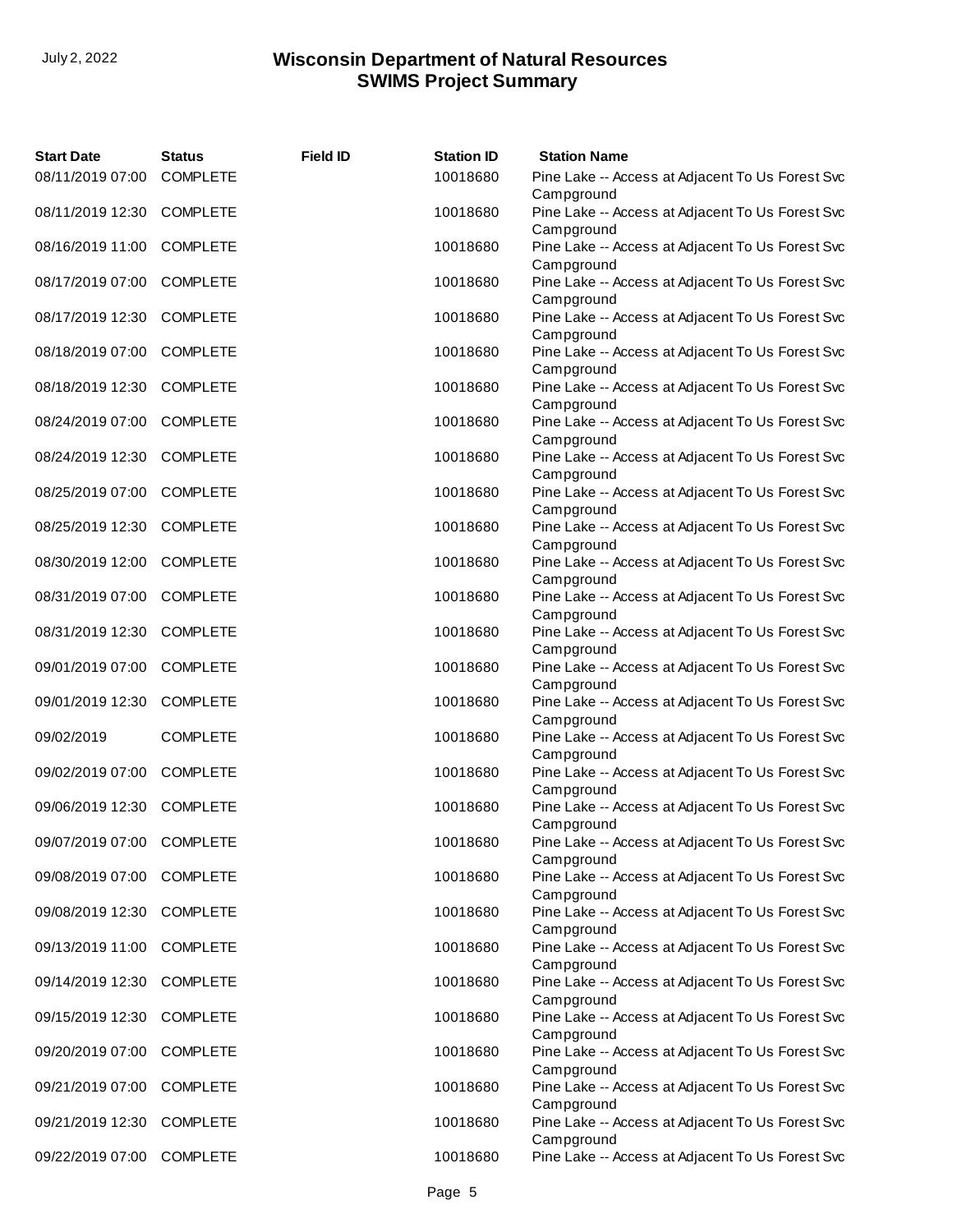| Start Date | Status | Field ID | Station ID | Station Name |
| --- | --- | --- | --- | --- |
| 08/11/2019 07:00 | COMPLETE | | 10018680 | Pine Lake -- Access at Adjacent To Us Forest Svc Campground |
| 08/11/2019 12:30 | COMPLETE | | 10018680 | Pine Lake -- Access at Adjacent To Us Forest Svc Campground |
| 08/16/2019 11:00 | COMPLETE | | 10018680 | Pine Lake -- Access at Adjacent To Us Forest Svc Campground |
| 08/17/2019 07:00 | COMPLETE | | 10018680 | Pine Lake -- Access at Adjacent To Us Forest Svc Campground |
| 08/17/2019 12:30 | COMPLETE | | 10018680 | Pine Lake -- Access at Adjacent To Us Forest Svc Campground |
| 08/18/2019 07:00 | COMPLETE | | 10018680 | Pine Lake -- Access at Adjacent To Us Forest Svc Campground |
| 08/18/2019 12:30 | COMPLETE | | 10018680 | Pine Lake -- Access at Adjacent To Us Forest Svc Campground |
| 08/24/2019 07:00 | COMPLETE | | 10018680 | Pine Lake -- Access at Adjacent To Us Forest Svc Campground |
| 08/24/2019 12:30 | COMPLETE | | 10018680 | Pine Lake -- Access at Adjacent To Us Forest Svc Campground |
| 08/25/2019 07:00 | COMPLETE | | 10018680 | Pine Lake -- Access at Adjacent To Us Forest Svc Campground |
| 08/25/2019 12:30 | COMPLETE | | 10018680 | Pine Lake -- Access at Adjacent To Us Forest Svc Campground |
| 08/30/2019 12:00 | COMPLETE | | 10018680 | Pine Lake -- Access at Adjacent To Us Forest Svc Campground |
| 08/31/2019 07:00 | COMPLETE | | 10018680 | Pine Lake -- Access at Adjacent To Us Forest Svc Campground |
| 08/31/2019 12:30 | COMPLETE | | 10018680 | Pine Lake -- Access at Adjacent To Us Forest Svc Campground |
| 09/01/2019 07:00 | COMPLETE | | 10018680 | Pine Lake -- Access at Adjacent To Us Forest Svc Campground |
| 09/01/2019 12:30 | COMPLETE | | 10018680 | Pine Lake -- Access at Adjacent To Us Forest Svc Campground |
| 09/02/2019 | COMPLETE | | 10018680 | Pine Lake -- Access at Adjacent To Us Forest Svc Campground |
| 09/02/2019 07:00 | COMPLETE | | 10018680 | Pine Lake -- Access at Adjacent To Us Forest Svc Campground |
| 09/06/2019 12:30 | COMPLETE | | 10018680 | Pine Lake -- Access at Adjacent To Us Forest Svc Campground |
| 09/07/2019 07:00 | COMPLETE | | 10018680 | Pine Lake -- Access at Adjacent To Us Forest Svc Campground |
| 09/08/2019 07:00 | COMPLETE | | 10018680 | Pine Lake -- Access at Adjacent To Us Forest Svc Campground |
| 09/08/2019 12:30 | COMPLETE | | 10018680 | Pine Lake -- Access at Adjacent To Us Forest Svc Campground |
| 09/13/2019 11:00 | COMPLETE | | 10018680 | Pine Lake -- Access at Adjacent To Us Forest Svc Campground |
| 09/14/2019 12:30 | COMPLETE | | 10018680 | Pine Lake -- Access at Adjacent To Us Forest Svc Campground |
| 09/15/2019 12:30 | COMPLETE | | 10018680 | Pine Lake -- Access at Adjacent To Us Forest Svc Campground |
| 09/20/2019 07:00 | COMPLETE | | 10018680 | Pine Lake -- Access at Adjacent To Us Forest Svc Campground |
| 09/21/2019 07:00 | COMPLETE | | 10018680 | Pine Lake -- Access at Adjacent To Us Forest Svc Campground |
| 09/21/2019 12:30 | COMPLETE | | 10018680 | Pine Lake -- Access at Adjacent To Us Forest Svc Campground |
| 09/22/2019 07:00 | COMPLETE | | 10018680 | Pine Lake -- Access at Adjacent To Us Forest Svc |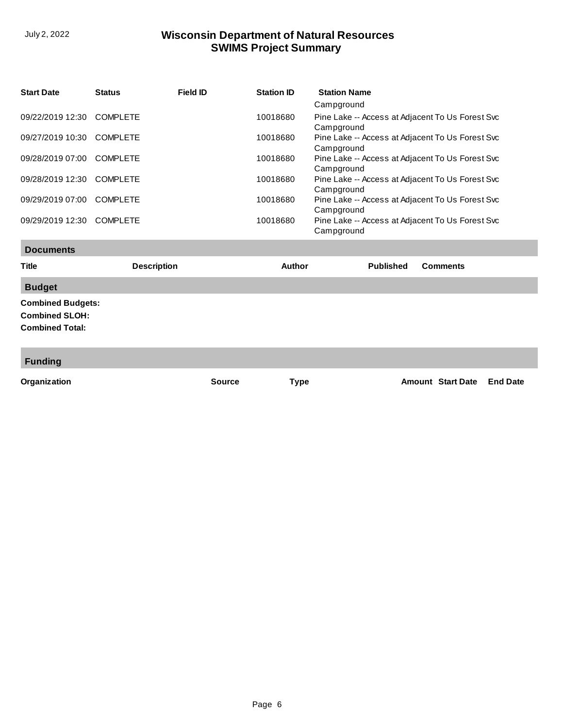| Start Date | Status | Field ID | Station ID | Station Name |
|---|---|---|---|---|
| | | | | Campground |
| 09/22/2019 12:30 | COMPLETE | | 10018680 | Pine Lake -- Access at Adjacent To Us Forest Svc Campground |
| 09/27/2019 10:30 | COMPLETE | | 10018680 | Pine Lake -- Access at Adjacent To Us Forest Svc Campground |
| 09/28/2019 07:00 | COMPLETE | | 10018680 | Pine Lake -- Access at Adjacent To Us Forest Svc Campground |
| 09/28/2019 12:30 | COMPLETE | | 10018680 | Pine Lake -- Access at Adjacent To Us Forest Svc Campground |
| 09/29/2019 07:00 | COMPLETE | | 10018680 | Pine Lake -- Access at Adjacent To Us Forest Svc Campground |
| 09/29/2019 12:30 | COMPLETE | | 10018680 | Pine Lake -- Access at Adjacent To Us Forest Svc Campground |

## Documents

| Title | Description | Author | Published | Comments |
|---|---|---|---|---|

## Budget

**Combined Budgets:**

**Combined SLOH:**

**Combined Total:**

## Funding

| Organization | Source | Type | Amount | Start Date | End Date |
|---|---|---|---|---|---|